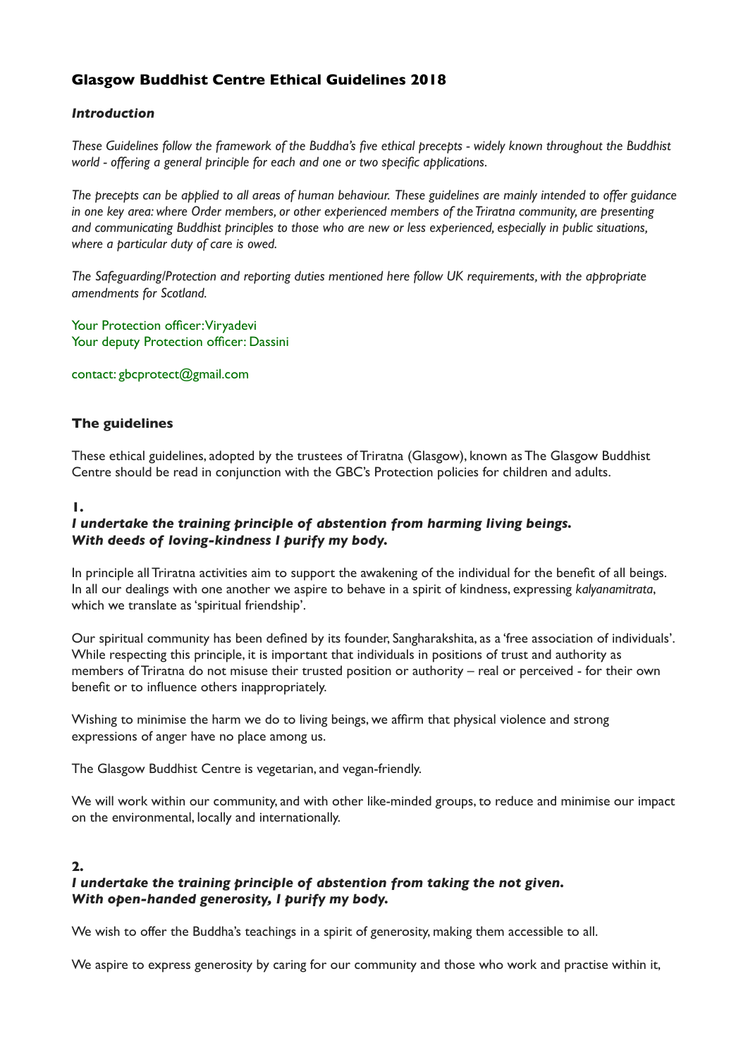## Glasgow Buddhist Centre Ethical Guidelines 2018

### *Introduction*

*These Guidelines follow the framework of the Buddha's five ethical precepts - widely known throughout the Buddhist world - offering a general principle for each and one or two specific applications.*

*The precepts can be applied to all areas of human behaviour. These guidelines are mainly intended to offer guidance in one key area: where Order members, or other experienced members of the Triratna community, are presenting and communicating Buddhist principles to those who are new or less experienced, especially in public situations, where a particular duty of care is owed.*

*The Safeguarding/Protection and reporting duties mentioned here follow UK requirements, with the appropriate amendments for Scotland.*

Your Protection officer: Viryadevi
Your deputy Protection officer: Dassini

contact: gbcprotect@gmail.com

### The guidelines

These ethical guidelines, adopted by the trustees of Triratna (Glasgow), known as The Glasgow Buddhist Centre should be read in conjunction with the GBC's Protection policies for children and adults.

**1.**
***I undertake the training principle of abstention from harming living beings.***
***With deeds of loving-kindness I purify my body.***

In principle all Triratna activities aim to support the awakening of the individual for the benefit of all beings. In all our dealings with one another we aspire to behave in a spirit of kindness, expressing *kalyanamitrata*, which we translate as 'spiritual friendship'.

Our spiritual community has been defined by its founder, Sangharakshita, as a 'free association of individuals'. While respecting this principle, it is important that individuals in positions of trust and authority as members of Triratna do not misuse their trusted position or authority – real or perceived - for their own benefit or to influence others inappropriately.

Wishing to minimise the harm we do to living beings, we affirm that physical violence and strong expressions of anger have no place among us.

The Glasgow Buddhist Centre is vegetarian, and vegan-friendly.

We will work within our community, and with other like-minded groups, to reduce and minimise our impact on the environmental, locally and internationally.

**2.**
***I undertake the training principle of abstention from taking the not given.***
***With open-handed generosity, I purify my body.***

We wish to offer the Buddha's teachings in a spirit of generosity, making them accessible to all.

We aspire to express generosity by caring for our community and those who work and practise within it,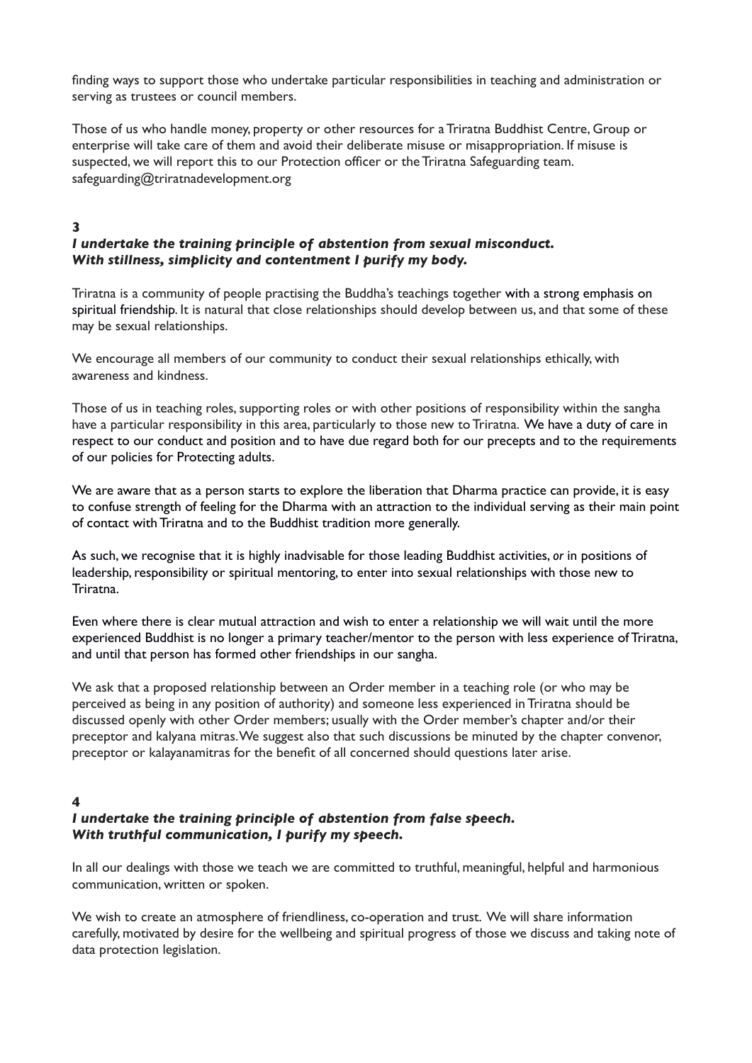finding ways to support those who undertake particular responsibilities in teaching and administration or serving as trustees or council members.

Those of us who handle money, property or other resources for a Triratna Buddhist Centre, Group or enterprise will take care of them and avoid their deliberate misuse or misappropriation. If misuse is suspected, we will report this to our Protection officer or the Triratna Safeguarding team. safeguarding@triratnadevelopment.org

**3**

***I undertake the training principle of abstention from sexual misconduct. With stillness, simplicity and contentment I purify my body.***

Triratna is a community of people practising the Buddha's teachings together with a strong emphasis on spiritual friendship. It is natural that close relationships should develop between us, and that some of these may be sexual relationships.

We encourage all members of our community to conduct their sexual relationships ethically, with awareness and kindness.

Those of us in teaching roles, supporting roles or with other positions of responsibility within the sangha have a particular responsibility in this area, particularly to those new to Triratna. We have a duty of care in respect to our conduct and position and to have due regard both for our precepts and to the requirements of our policies for Protecting adults.

We are aware that as a person starts to explore the liberation that Dharma practice can provide, it is easy to confuse strength of feeling for the Dharma with an attraction to the individual serving as their main point of contact with Triratna and to the Buddhist tradition more generally.

As such, we recognise that it is highly inadvisable for those leading Buddhist activities, *or* in positions of leadership, responsibility or spiritual mentoring, to enter into sexual relationships with those new to Triratna.

Even where there is clear mutual attraction and wish to enter a relationship we will wait until the more experienced Buddhist is no longer a primary teacher/mentor to the person with less experience of Triratna, and until that person has formed other friendships in our sangha.

We ask that a proposed relationship between an Order member in a teaching role (or who may be perceived as being in any position of authority) and someone less experienced in Triratna should be discussed openly with other Order members; usually with the Order member's chapter and/or their preceptor and kalyana mitras. We suggest also that such discussions be minuted by the chapter convenor, preceptor or kalayanamitras for the benefit of all concerned should questions later arise.

**4**

***I undertake the training principle of abstention from false speech. With truthful communication, I purify my speech.***

In all our dealings with those we teach we are committed to truthful, meaningful, helpful and harmonious communication, written or spoken.

We wish to create an atmosphere of friendliness, co-operation and trust. We will share information carefully, motivated by desire for the wellbeing and spiritual progress of those we discuss and taking note of data protection legislation.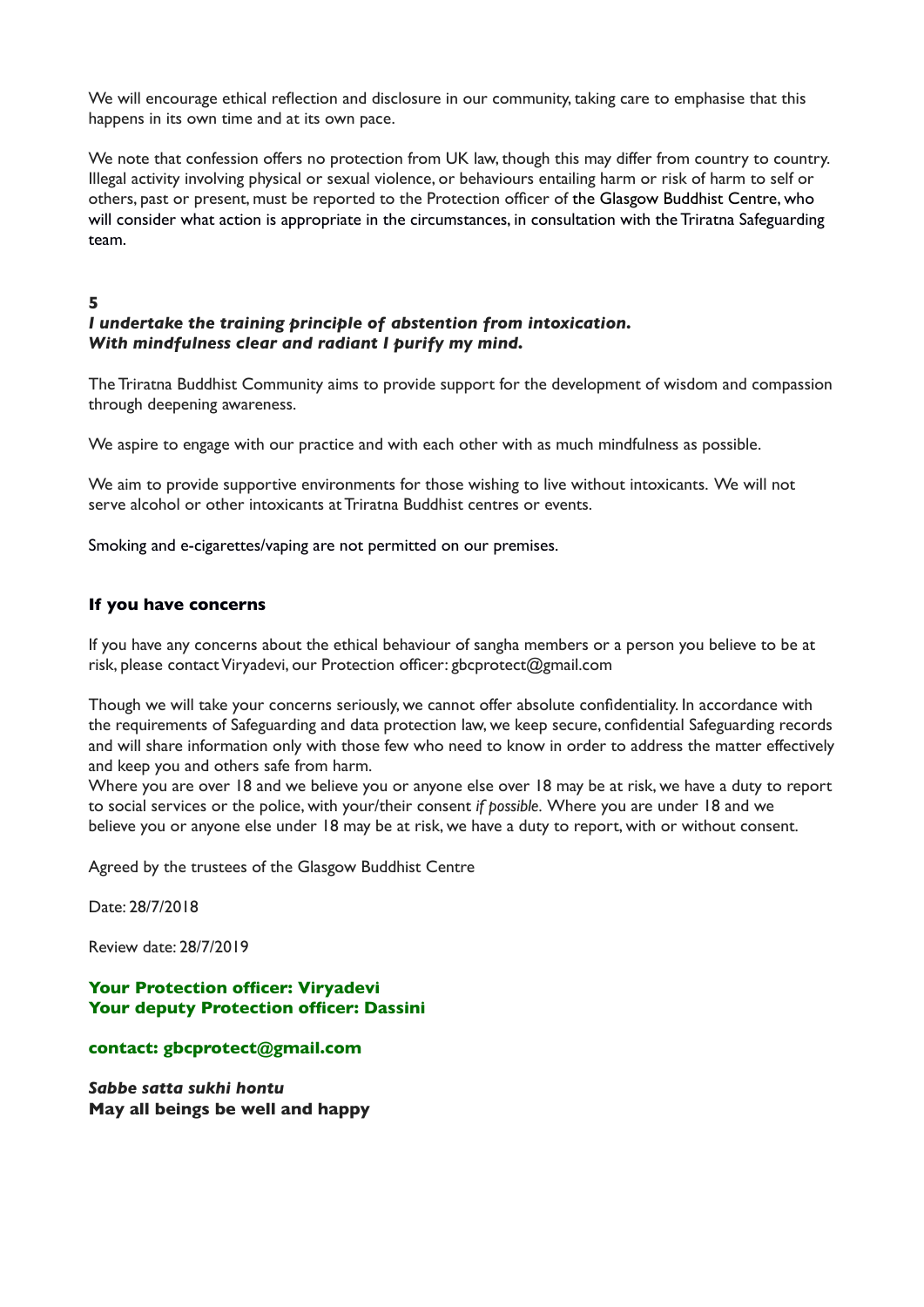We will encourage ethical reflection and disclosure in our community, taking care to emphasise that this happens in its own time and at its own pace.

We note that confession offers no protection from UK law, though this may differ from country to country. Illegal activity involving physical or sexual violence, or behaviours entailing harm or risk of harm to self or others, past or present, must be reported to the Protection officer of the Glasgow Buddhist Centre, who will consider what action is appropriate in the circumstances, in consultation with the Triratna Safeguarding team.

**5**

***I undertake the training principle of abstention from intoxication.***
***With mindfulness clear and radiant I purify my mind.***

The Triratna Buddhist Community aims to provide support for the development of wisdom and compassion through deepening awareness.

We aspire to engage with our practice and with each other with as much mindfulness as possible.

We aim to provide supportive environments for those wishing to live without intoxicants. We will not serve alcohol or other intoxicants at Triratna Buddhist centres or events.

Smoking and e-cigarettes/vaping are not permitted on our premises.

**If you have concerns**

If you have any concerns about the ethical behaviour of sangha members or a person you believe to be at risk, please contact Viryadevi, our Protection officer: gbcprotect@gmail.com

Though we will take your concerns seriously, we cannot offer absolute confidentiality. In accordance with the requirements of Safeguarding and data protection law, we keep secure, confidential Safeguarding records and will share information only with those few who need to know in order to address the matter effectively and keep you and others safe from harm.
Where you are over 18 and we believe you or anyone else over 18 may be at risk, we have a duty to report to social services or the police, with your/their consent *if possible*. Where you are under 18 and we believe you or anyone else under 18 may be at risk, we have a duty to report, with or without consent.

Agreed by the trustees of the Glasgow Buddhist Centre

Date: 28/7/2018

Review date: 28/7/2019

**Your Protection officer: Viryadevi**
**Your deputy Protection officer: Dassini**

**contact: gbcprotect@gmail.com**

***Sabbe satta sukhi hontu***
**May all beings be well and happy**